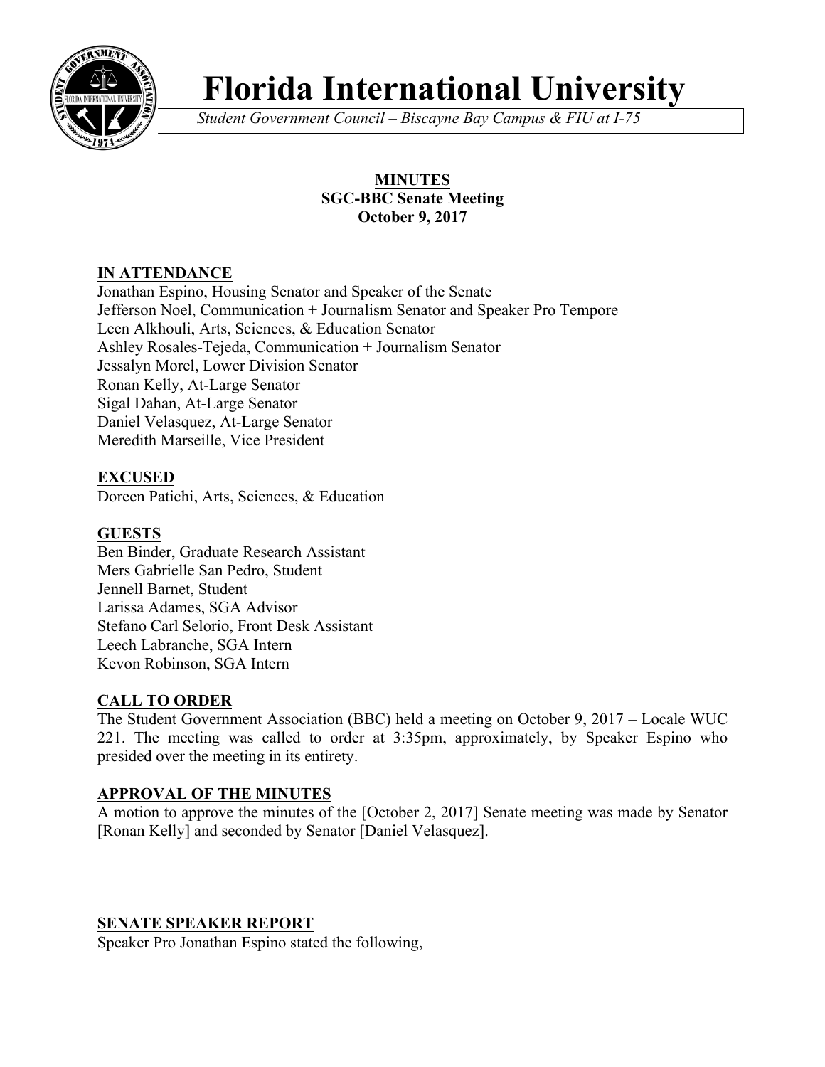# Florida International University

*Student Government Council – Biscayne Bay Campus & FIU at I-75*

**MINUTES**
**SGC-BBC Senate Meeting**
**October 9, 2017**

## IN ATTENDANCE

Jonathan Espino, Housing Senator and Speaker of the Senate
Jefferson Noel, Communication + Journalism Senator and Speaker Pro Tempore
Leen Alkhouli, Arts, Sciences, & Education Senator
Ashley Rosales-Tejeda, Communication + Journalism Senator
Jessalyn Morel, Lower Division Senator
Ronan Kelly, At-Large Senator
Sigal Dahan, At-Large Senator
Daniel Velasquez, At-Large Senator
Meredith Marseille, Vice President

## EXCUSED

Doreen Patichi, Arts, Sciences, & Education

## GUESTS

Ben Binder, Graduate Research Assistant
Mers Gabrielle San Pedro, Student
Jennell Barnet, Student
Larissa Adames, SGA Advisor
Stefano Carl Selorio, Front Desk Assistant
Leech Labranche, SGA Intern
Kevon Robinson, SGA Intern

## CALL TO ORDER

The Student Government Association (BBC) held a meeting on October 9, 2017 – Locale WUC 221. The meeting was called to order at 3:35pm, approximately, by Speaker Espino who presided over the meeting in its entirety.

## APPROVAL OF THE MINUTES

A motion to approve the minutes of the [October 2, 2017] Senate meeting was made by Senator [Ronan Kelly] and seconded by Senator [Daniel Velasquez].

## SENATE SPEAKER REPORT

Speaker Pro Jonathan Espino stated the following,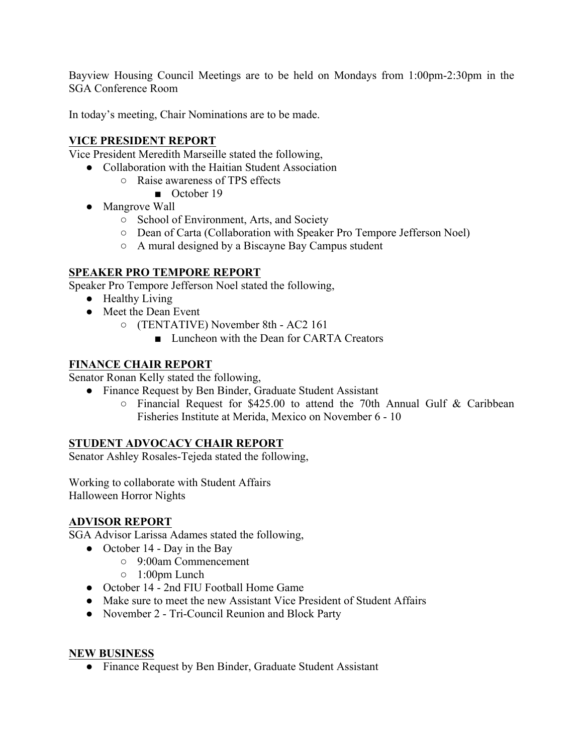Bayview Housing Council Meetings are to be held on Mondays from 1:00pm-2:30pm in the SGA Conference Room

In today's meeting, Chair Nominations are to be made.

**VICE PRESIDENT REPORT**

Vice President Meredith Marseille stated the following,

- Collaboration with the Haitian Student Association
  - Raise awareness of TPS effects
    - October 19
- Mangrove Wall
  - School of Environment, Arts, and Society
  - Dean of Carta (Collaboration with Speaker Pro Tempore Jefferson Noel)
  - A mural designed by a Biscayne Bay Campus student

**SPEAKER PRO TEMPORE REPORT**

Speaker Pro Tempore Jefferson Noel stated the following,

- Healthy Living
- Meet the Dean Event
  - (TENTATIVE) November 8th - AC2 161
    - Luncheon with the Dean for CARTA Creators

**FINANCE CHAIR REPORT**

Senator Ronan Kelly stated the following,

- Finance Request by Ben Binder, Graduate Student Assistant
  - Financial Request for $425.00 to attend the 70th Annual Gulf & Caribbean Fisheries Institute at Merida, Mexico on November 6 - 10

**STUDENT ADVOCACY CHAIR REPORT**

Senator Ashley Rosales-Tejeda stated the following,

Working to collaborate with Student Affairs
Halloween Horror Nights

**ADVISOR REPORT**

SGA Advisor Larissa Adames stated the following,

- October 14 - Day in the Bay
  - 9:00am Commencement
  - 1:00pm Lunch
- October 14 - 2nd FIU Football Home Game
- Make sure to meet the new Assistant Vice President of Student Affairs
- November 2 - Tri-Council Reunion and Block Party

**NEW BUSINESS**

- Finance Request by Ben Binder, Graduate Student Assistant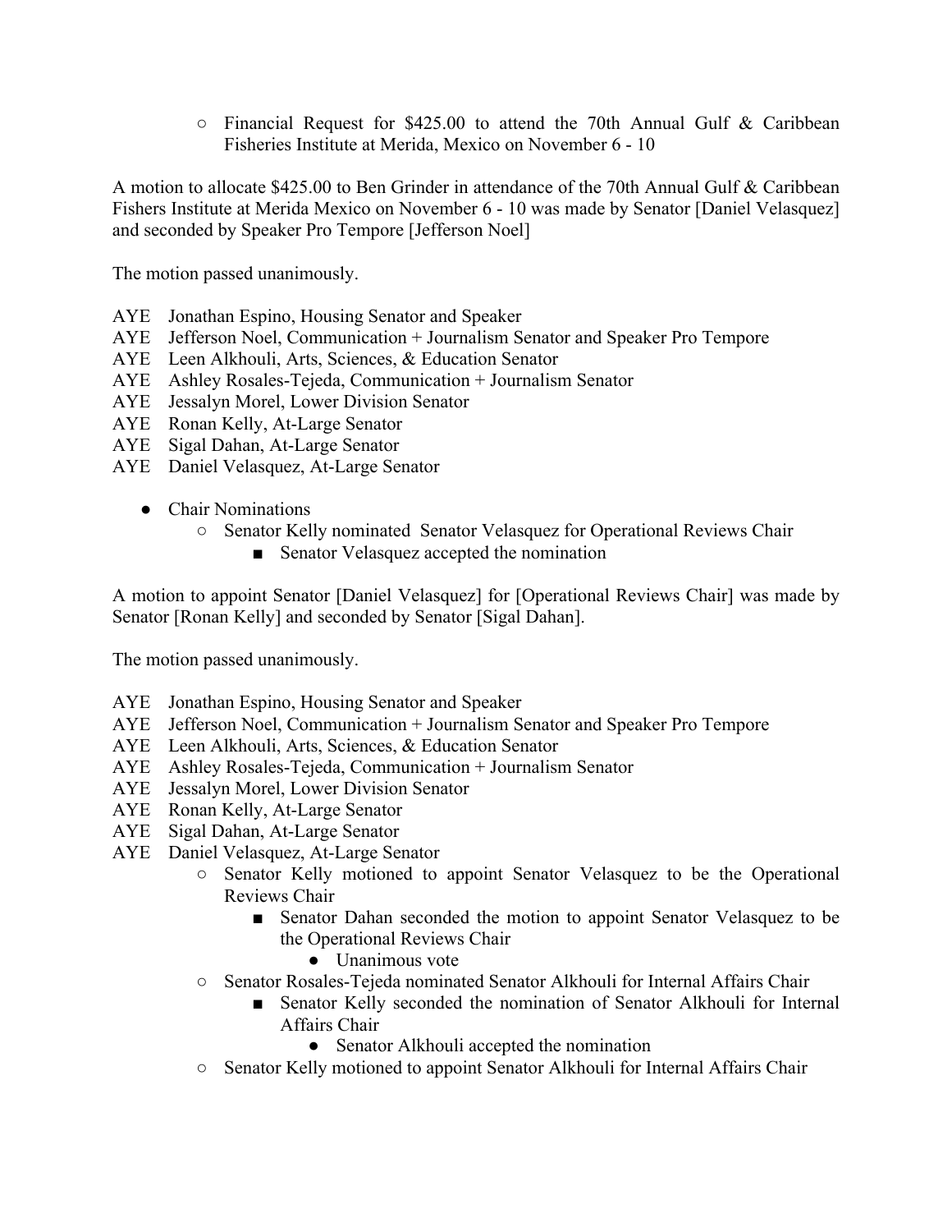- Financial Request for $425.00 to attend the 70th Annual Gulf & Caribbean Fisheries Institute at Merida, Mexico on November 6 - 10

A motion to allocate $425.00 to Ben Grinder in attendance of the 70th Annual Gulf & Caribbean Fishers Institute at Merida Mexico on November 6 - 10 was made by Senator [Daniel Velasquez] and seconded by Speaker Pro Tempore [Jefferson Noel]

The motion passed unanimously.

AYE Jonathan Espino, Housing Senator and Speaker
AYE Jefferson Noel, Communication + Journalism Senator and Speaker Pro Tempore
AYE Leen Alkhouli, Arts, Sciences, & Education Senator
AYE Ashley Rosales-Tejeda, Communication + Journalism Senator
AYE Jessalyn Morel, Lower Division Senator
AYE Ronan Kelly, At-Large Senator
AYE Sigal Dahan, At-Large Senator
AYE Daniel Velasquez, At-Large Senator

- Chair Nominations
    - Senator Kelly nominated Senator Velasquez for Operational Reviews Chair
        - Senator Velasquez accepted the nomination

A motion to appoint Senator [Daniel Velasquez] for [Operational Reviews Chair] was made by Senator [Ronan Kelly] and seconded by Senator [Sigal Dahan].

The motion passed unanimously.

AYE Jonathan Espino, Housing Senator and Speaker
AYE Jefferson Noel, Communication + Journalism Senator and Speaker Pro Tempore
AYE Leen Alkhouli, Arts, Sciences, & Education Senator
AYE Ashley Rosales-Tejeda, Communication + Journalism Senator
AYE Jessalyn Morel, Lower Division Senator
AYE Ronan Kelly, At-Large Senator
AYE Sigal Dahan, At-Large Senator
AYE Daniel Velasquez, At-Large Senator

    - Senator Kelly motioned to appoint Senator Velasquez to be the Operational Reviews Chair
        - Senator Dahan seconded the motion to appoint Senator Velasquez to be the Operational Reviews Chair
            - Unanimous vote
    - Senator Rosales-Tejeda nominated Senator Alkhouli for Internal Affairs Chair
        - Senator Kelly seconded the nomination of Senator Alkhouli for Internal Affairs Chair
            - Senator Alkhouli accepted the nomination
    - Senator Kelly motioned to appoint Senator Alkhouli for Internal Affairs Chair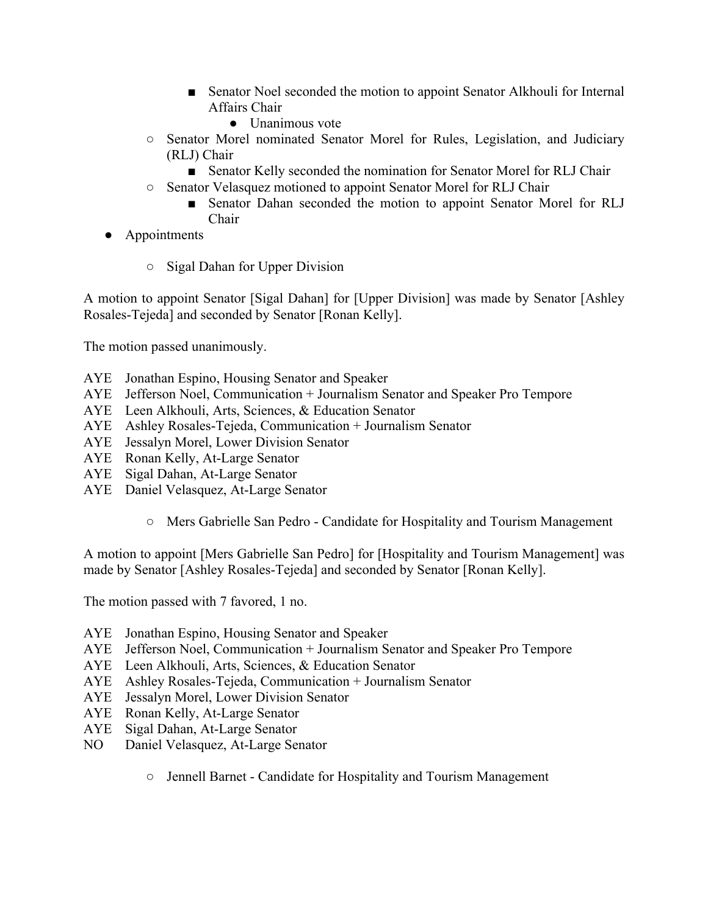- Senator Noel seconded the motion to appoint Senator Alkhouli for Internal Affairs Chair
            - Unanimous vote
    - Senator Morel nominated Senator Morel for Rules, Legislation, and Judiciary (RLJ) Chair
        - Senator Kelly seconded the nomination for Senator Morel for RLJ Chair
    - Senator Velasquez motioned to appoint Senator Morel for RLJ Chair
        - Senator Dahan seconded the motion to appoint Senator Morel for RLJ Chair
- Appointments
    - Sigal Dahan for Upper Division

A motion to appoint Senator [Sigal Dahan] for [Upper Division] was made by Senator [Ashley Rosales-Tejeda] and seconded by Senator [Ronan Kelly].

The motion passed unanimously.

AYE Jonathan Espino, Housing Senator and Speaker
AYE Jefferson Noel, Communication + Journalism Senator and Speaker Pro Tempore
AYE Leen Alkhouli, Arts, Sciences, & Education Senator
AYE Ashley Rosales-Tejeda, Communication + Journalism Senator
AYE Jessalyn Morel, Lower Division Senator
AYE Ronan Kelly, At-Large Senator
AYE Sigal Dahan, At-Large Senator
AYE Daniel Velasquez, At-Large Senator

- Mers Gabrielle San Pedro - Candidate for Hospitality and Tourism Management

A motion to appoint [Mers Gabrielle San Pedro] for [Hospitality and Tourism Management] was made by Senator [Ashley Rosales-Tejeda] and seconded by Senator [Ronan Kelly].

The motion passed with 7 favored, 1 no.

AYE Jonathan Espino, Housing Senator and Speaker
AYE Jefferson Noel, Communication + Journalism Senator and Speaker Pro Tempore
AYE Leen Alkhouli, Arts, Sciences, & Education Senator
AYE Ashley Rosales-Tejeda, Communication + Journalism Senator
AYE Jessalyn Morel, Lower Division Senator
AYE Ronan Kelly, At-Large Senator
AYE Sigal Dahan, At-Large Senator
NO Daniel Velasquez, At-Large Senator

- Jennell Barnet - Candidate for Hospitality and Tourism Management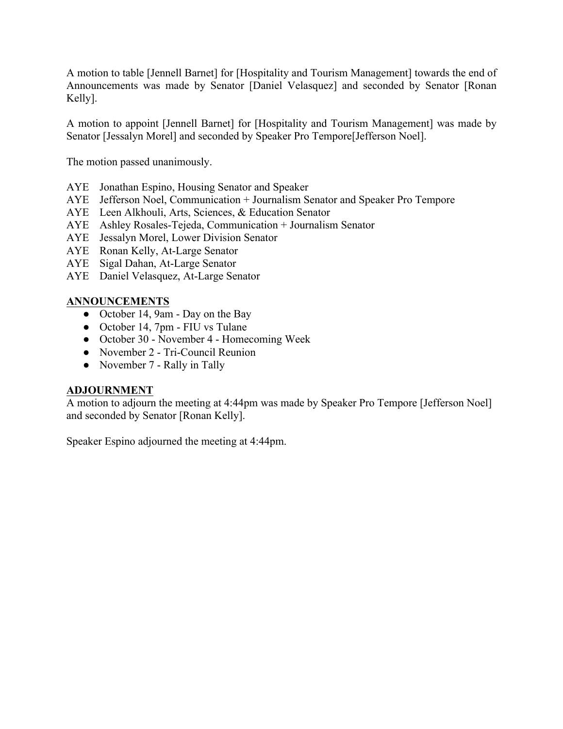A motion to table [Jennell Barnet] for [Hospitality and Tourism Management] towards the end of Announcements was made by Senator [Daniel Velasquez] and seconded by Senator [Ronan Kelly].

A motion to appoint [Jennell Barnet] for [Hospitality and Tourism Management] was made by Senator [Jessalyn Morel] and seconded by Speaker Pro Tempore[Jefferson Noel].

The motion passed unanimously.

AYE Jonathan Espino, Housing Senator and Speaker
AYE Jefferson Noel, Communication + Journalism Senator and Speaker Pro Tempore
AYE Leen Alkhouli, Arts, Sciences, & Education Senator
AYE Ashley Rosales-Tejeda, Communication + Journalism Senator
AYE Jessalyn Morel, Lower Division Senator
AYE Ronan Kelly, At-Large Senator
AYE Sigal Dahan, At-Large Senator
AYE Daniel Velasquez, At-Large Senator

## ANNOUNCEMENTS

- October 14, 9am - Day on the Bay
- October 14, 7pm - FIU vs Tulane
- October 30 - November 4 - Homecoming Week
- November 2 - Tri-Council Reunion
- November 7 - Rally in Tally

## ADJOURNMENT

A motion to adjourn the meeting at 4:44pm was made by Speaker Pro Tempore [Jefferson Noel] and seconded by Senator [Ronan Kelly].

Speaker Espino adjourned the meeting at 4:44pm.